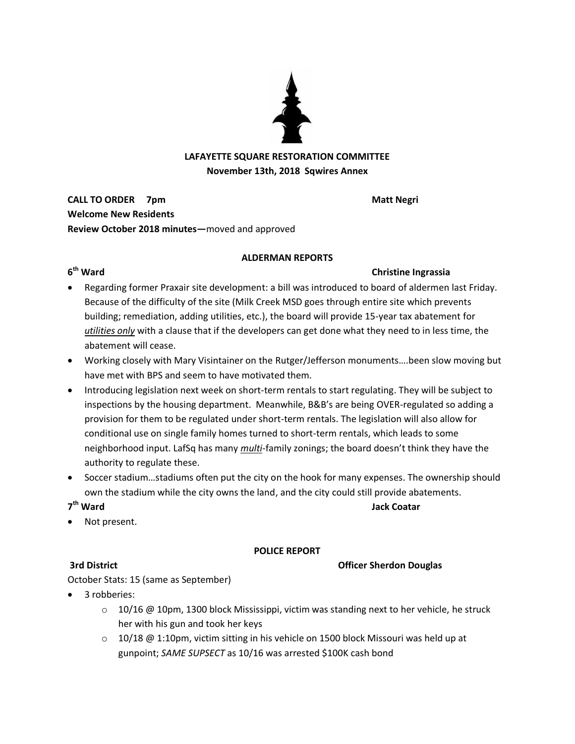**LAFAYETTE SQUARE RESTORATION COMMITTEE**
**November 13th, 2018 Sqwires Annex**

**CALL TO ORDER 7pm** **Matt Negri**

**Welcome New Residents**

**Review October 2018 minutes—**moved and approved

## ALDERMAN REPORTS

**6th Ward** **Christine Ingrassia**

- Regarding former Praxair site development: a bill was introduced to board of aldermen last Friday. Because of the difficulty of the site (Milk Creek MSD goes through entire site which prevents building; remediation, adding utilities, etc.), the board will provide 15-year tax abatement for ***utilities only*** with a clause that if the developers can get done what they need to in less time, the abatement will cease.
- Working closely with Mary Visintainer on the Rutger/Jefferson monuments….been slow moving but have met with BPS and seem to have motivated them.
- Introducing legislation next week on short-term rentals to start regulating. They will be subject to inspections by the housing department. Meanwhile, B&B's are being OVER-regulated so adding a provision for them to be regulated under short-term rentals. The legislation will also allow for conditional use on single family homes turned to short-term rentals, which leads to some neighborhood input. LafSq has many ***multi***-family zonings; the board doesn't think they have the authority to regulate these.
- Soccer stadium…stadiums often put the city on the hook for many expenses. The ownership should own the stadium while the city owns the land, and the city could still provide abatements.

**7th Ward** **Jack Coatar**

- Not present.

## POLICE REPORT

**3rd District** **Officer Sherdon Douglas**

October Stats: 15 (same as September)

- 3 robberies:
  - 10/16 @ 10pm, 1300 block Mississippi, victim was standing next to her vehicle, he struck her with his gun and took her keys
  - 10/18 @ 1:10pm, victim sitting in his vehicle on 1500 block Missouri was held up at gunpoint; *SAME SUPSECT* as 10/16 was arrested $100K cash bond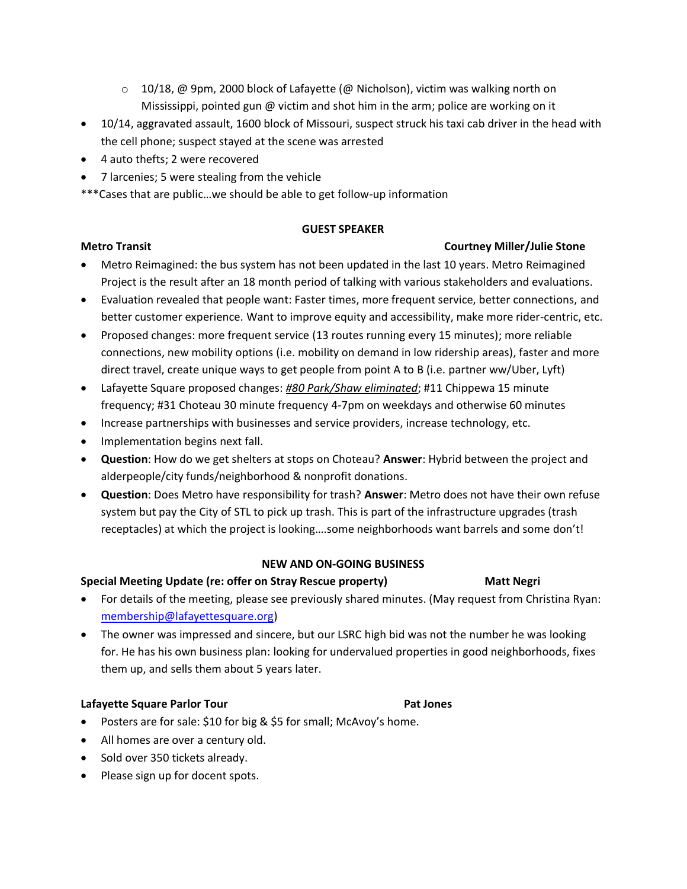- 10/18, @ 9pm, 2000 block of Lafayette (@ Nicholson), victim was walking north on Mississippi, pointed gun @ victim and shot him in the arm; police are working on it
- 10/14, aggravated assault, 1600 block of Missouri, suspect struck his taxi cab driver in the head with the cell phone; suspect stayed at the scene was arrested
- 4 auto thefts; 2 were recovered
- 7 larcenies; 5 were stealing from the vehicle

***Cases that are public…we should be able to get follow-up information

## GUEST SPEAKER

**Metro Transit** — **Courtney Miller/Julie Stone**

- Metro Reimagined: the bus system has not been updated in the last 10 years. Metro Reimagined Project is the result after an 18 month period of talking with various stakeholders and evaluations.
- Evaluation revealed that people want: Faster times, more frequent service, better connections, and better customer experience. Want to improve equity and accessibility, make more rider-centric, etc.
- Proposed changes: more frequent service (13 routes running every 15 minutes); more reliable connections, new mobility options (i.e. mobility on demand in low ridership areas), faster and more direct travel, create unique ways to get people from point A to B (i.e. partner ww/Uber, Lyft)
- Lafayette Square proposed changes: ***<u>#80 Park/Shaw eliminated</u>***; #11 Chippewa 15 minute frequency; #31 Choteau 30 minute frequency 4-7pm on weekdays and otherwise 60 minutes
- Increase partnerships with businesses and service providers, increase technology, etc.
- Implementation begins next fall.
- **Question**: How do we get shelters at stops on Choteau? **Answer**: Hybrid between the project and alderpeople/city funds/neighborhood & nonprofit donations.
- **Question**: Does Metro have responsibility for trash? **Answer**: Metro does not have their own refuse system but pay the City of STL to pick up trash. This is part of the infrastructure upgrades (trash receptacles) at which the project is looking….some neighborhoods want barrels and some don't!

## NEW AND ON-GOING BUSINESS

**Special Meeting Update (re: offer on Stray Rescue property)** — **Matt Negri**

- For details of the meeting, please see previously shared minutes. (May request from Christina Ryan: membership@lafayettesquare.org)
- The owner was impressed and sincere, but our LSRC high bid was not the number he was looking for. He has his own business plan: looking for undervalued properties in good neighborhoods, fixes them up, and sells them about 5 years later.

**Lafayette Square Parlor Tour** — **Pat Jones**

- Posters are for sale: $10 for big & $5 for small; McAvoy's home.
- All homes are over a century old.
- Sold over 350 tickets already.
- Please sign up for docent spots.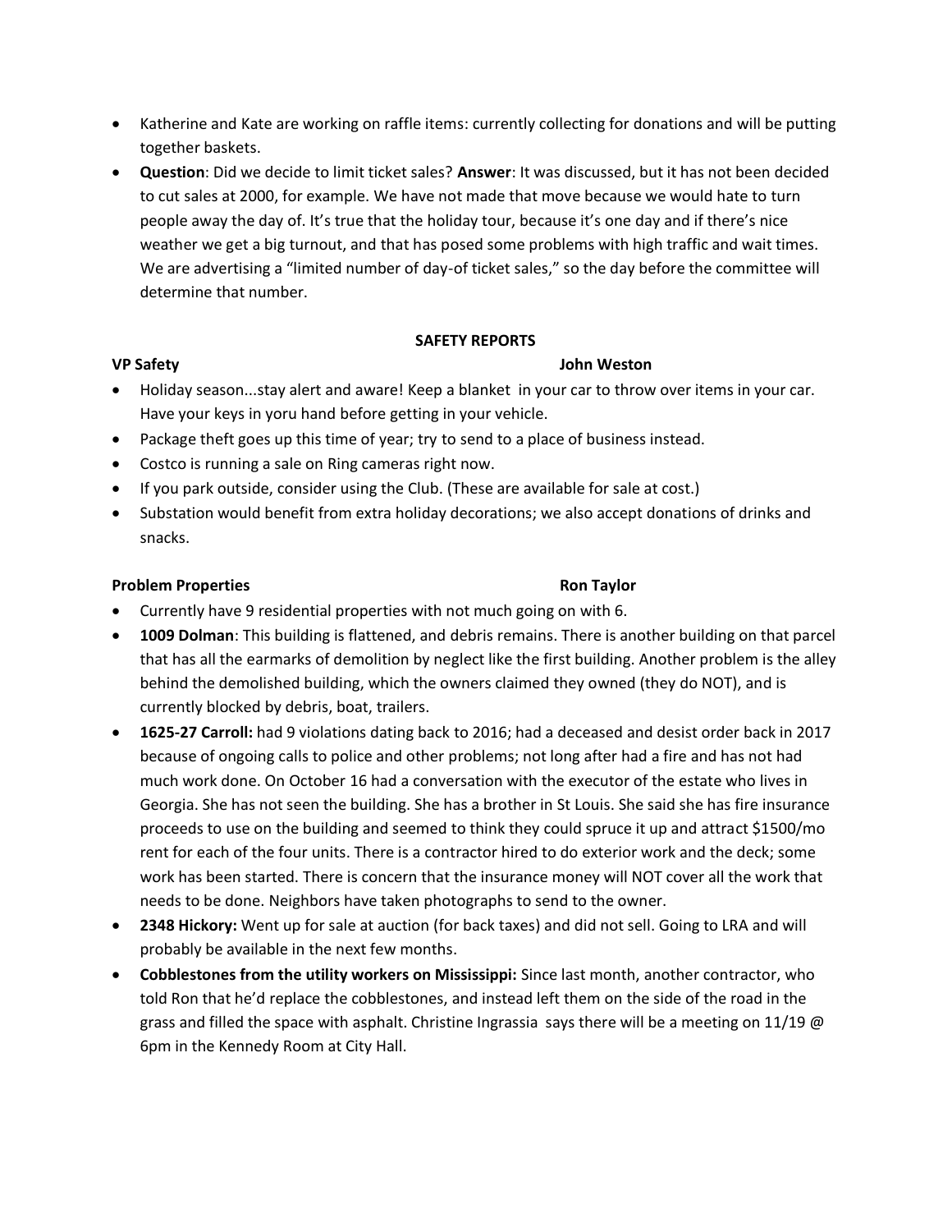- Katherine and Kate are working on raffle items: currently collecting for donations and will be putting together baskets.
- **Question**: Did we decide to limit ticket sales? **Answer**: It was discussed, but it has not been decided to cut sales at 2000, for example. We have not made that move because we would hate to turn people away the day of. It's true that the holiday tour, because it's one day and if there's nice weather we get a big turnout, and that has posed some problems with high traffic and wait times. We are advertising a "limited number of day-of ticket sales," so the day before the committee will determine that number.

**SAFETY REPORTS**

**VP Safety** **John Weston**

- Holiday season...stay alert and aware! Keep a blanket in your car to throw over items in your car. Have your keys in yoru hand before getting in your vehicle.
- Package theft goes up this time of year; try to send to a place of business instead.
- Costco is running a sale on Ring cameras right now.
- If you park outside, consider using the Club. (These are available for sale at cost.)
- Substation would benefit from extra holiday decorations; we also accept donations of drinks and snacks.

**Problem Properties** **Ron Taylor**

- Currently have 9 residential properties with not much going on with 6.
- **1009 Dolman**: This building is flattened, and debris remains. There is another building on that parcel that has all the earmarks of demolition by neglect like the first building. Another problem is the alley behind the demolished building, which the owners claimed they owned (they do NOT), and is currently blocked by debris, boat, trailers.
- **1625-27 Carroll:** had 9 violations dating back to 2016; had a deceased and desist order back in 2017 because of ongoing calls to police and other problems; not long after had a fire and has not had much work done. On October 16 had a conversation with the executor of the estate who lives in Georgia. She has not seen the building. She has a brother in St Louis. She said she has fire insurance proceeds to use on the building and seemed to think they could spruce it up and attract $1500/mo rent for each of the four units. There is a contractor hired to do exterior work and the deck; some work has been started. There is concern that the insurance money will NOT cover all the work that needs to be done. Neighbors have taken photographs to send to the owner.
- **2348 Hickory:** Went up for sale at auction (for back taxes) and did not sell. Going to LRA and will probably be available in the next few months.
- **Cobblestones from the utility workers on Mississippi:** Since last month, another contractor, who told Ron that he'd replace the cobblestones, and instead left them on the side of the road in the grass and filled the space with asphalt. Christine Ingrassia says there will be a meeting on 11/19 @ 6pm in the Kennedy Room at City Hall.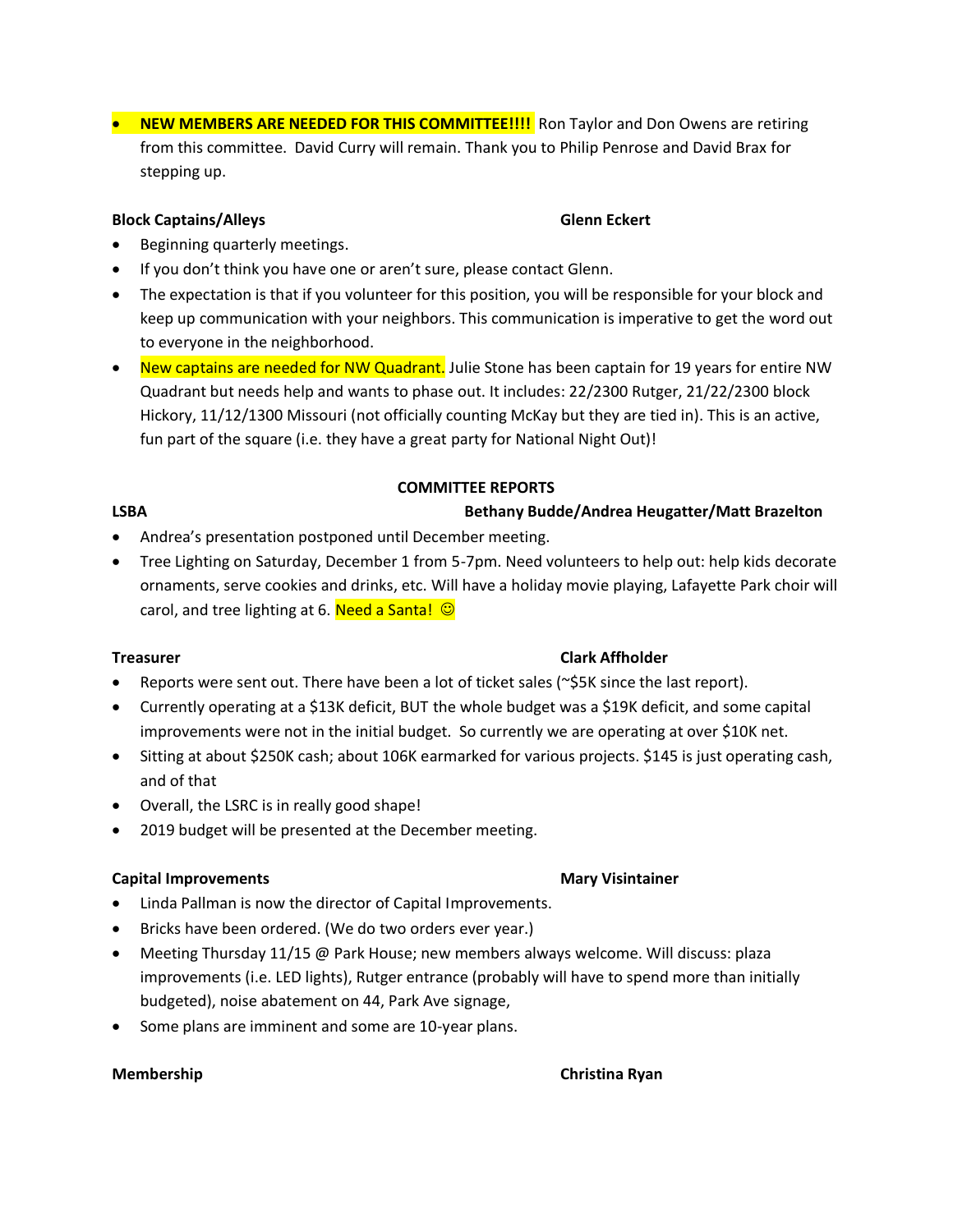- **NEW MEMBERS ARE NEEDED FOR THIS COMMITTEE!!!!** Ron Taylor and Don Owens are retiring from this committee. David Curry will remain. Thank you to Philip Penrose and David Brax for stepping up.

**Block Captains/Alleys** **Glenn Eckert**

- Beginning quarterly meetings.
- If you don't think you have one or aren't sure, please contact Glenn.
- The expectation is that if you volunteer for this position, you will be responsible for your block and keep up communication with your neighbors. This communication is imperative to get the word out to everyone in the neighborhood.
- New captains are needed for NW Quadrant. Julie Stone has been captain for 19 years for entire NW Quadrant but needs help and wants to phase out. It includes: 22/2300 Rutger, 21/22/2300 block Hickory, 11/12/1300 Missouri (not officially counting McKay but they are tied in). This is an active, fun part of the square (i.e. they have a great party for National Night Out)!

**COMMITTEE REPORTS**

**LSBA** **Bethany Budde/Andrea Heugatter/Matt Brazelton**

- Andrea's presentation postponed until December meeting.
- Tree Lighting on Saturday, December 1 from 5-7pm. Need volunteers to help out: help kids decorate ornaments, serve cookies and drinks, etc. Will have a holiday movie playing, Lafayette Park choir will carol, and tree lighting at 6. Need a Santa! ☺

**Treasurer** **Clark Affholder**

- Reports were sent out. There have been a lot of ticket sales (~$5K since the last report).
- Currently operating at a $13K deficit, BUT the whole budget was a $19K deficit, and some capital improvements were not in the initial budget. So currently we are operating at over $10K net.
- Sitting at about $250K cash; about 106K earmarked for various projects. $145 is just operating cash, and of that
- Overall, the LSRC is in really good shape!
- 2019 budget will be presented at the December meeting.

**Capital Improvements** **Mary Visintainer**

- Linda Pallman is now the director of Capital Improvements.
- Bricks have been ordered. (We do two orders ever year.)
- Meeting Thursday 11/15 @ Park House; new members always welcome. Will discuss: plaza improvements (i.e. LED lights), Rutger entrance (probably will have to spend more than initially budgeted), noise abatement on 44, Park Ave signage,
- Some plans are imminent and some are 10-year plans.

**Membership** **Christina Ryan**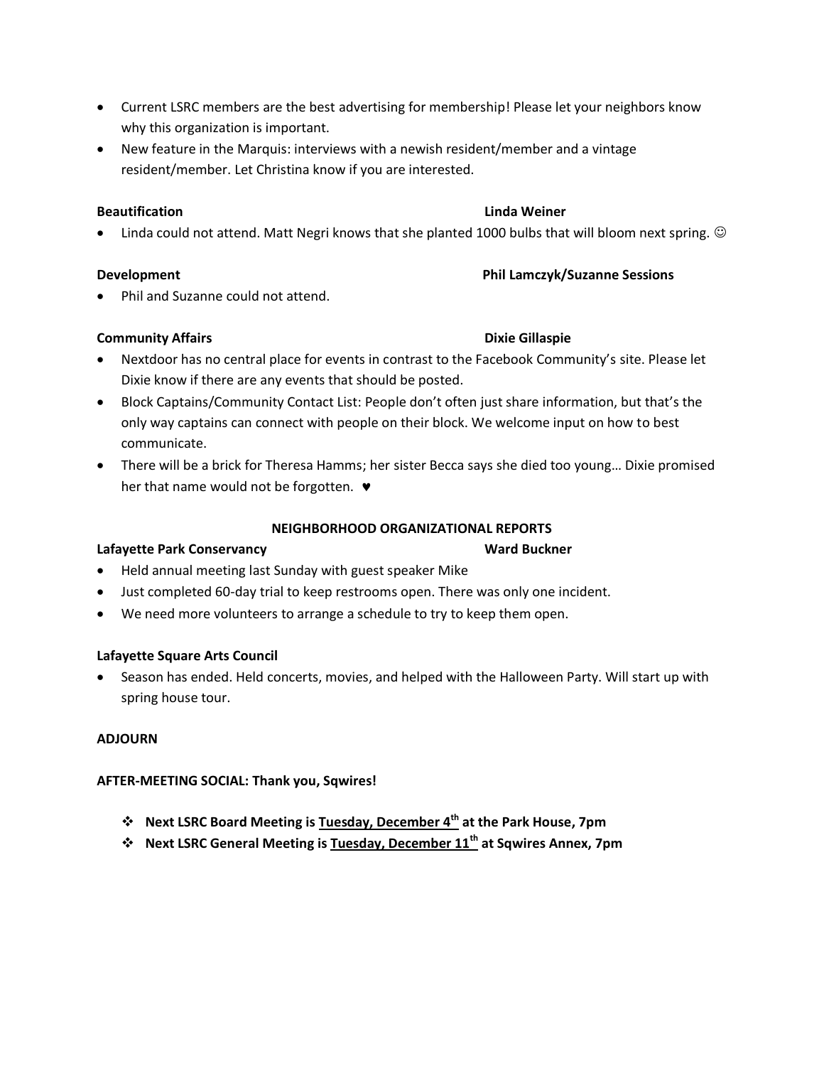- Current LSRC members are the best advertising for membership! Please let your neighbors know why this organization is important.
- New feature in the Marquis: interviews with a newish resident/member and a vintage resident/member. Let Christina know if you are interested.

**Beautification** **Linda Weiner**

- Linda could not attend. Matt Negri knows that she planted 1000 bulbs that will bloom next spring. ☺

**Development** **Phil Lamczyk/Suzanne Sessions**

- Phil and Suzanne could not attend.

**Community Affairs** **Dixie Gillaspie**

- Nextdoor has no central place for events in contrast to the Facebook Community's site. Please let Dixie know if there are any events that should be posted.
- Block Captains/Community Contact List: People don't often just share information, but that's the only way captains can connect with people on their block. We welcome input on how to best communicate.
- There will be a brick for Theresa Hamms; her sister Becca says she died too young… Dixie promised her that name would not be forgotten. ♥

**NEIGHBORHOOD ORGANIZATIONAL REPORTS**

**Lafayette Park Conservancy** **Ward Buckner**

- Held annual meeting last Sunday with guest speaker Mike
- Just completed 60-day trial to keep restrooms open. There was only one incident.
- We need more volunteers to arrange a schedule to try to keep them open.

**Lafayette Square Arts Council**

- Season has ended. Held concerts, movies, and helped with the Halloween Party. Will start up with spring house tour.

**ADJOURN**

**AFTER-MEETING SOCIAL: Thank you, Sqwires!**

- ❖ **Next LSRC Board Meeting is <u>Tuesday, December 4th</u> at the Park House, 7pm**
- ❖ **Next LSRC General Meeting is <u>Tuesday, December 11th</u> at Sqwires Annex, 7pm**